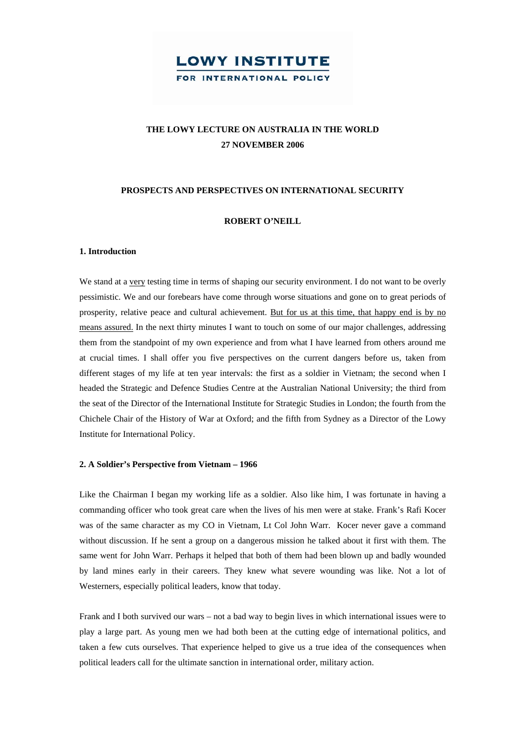LOWY INSTITUTE
FOR INTERNATIONAL POLICY

# THE LOWY LECTURE ON AUSTRALIA IN THE WORLD
## 27 NOVEMBER 2006

## PROSPECTS AND PERSPECTIVES ON INTERNATIONAL SECURITY

**ROBERT O'NEILL**

### 1. Introduction

We stand at a <u>very</u> testing time in terms of shaping our security environment. I do not want to be overly pessimistic. We and our forebears have come through worse situations and gone on to great periods of prosperity, relative peace and cultural achievement. <u>But for us at this time, that happy end is by no means assured.</u> In the next thirty minutes I want to touch on some of our major challenges, addressing them from the standpoint of my own experience and from what I have learned from others around me at crucial times. I shall offer you five perspectives on the current dangers before us, taken from different stages of my life at ten year intervals: the first as a soldier in Vietnam; the second when I headed the Strategic and Defence Studies Centre at the Australian National University; the third from the seat of the Director of the International Institute for Strategic Studies in London; the fourth from the Chichele Chair of the History of War at Oxford; and the fifth from Sydney as a Director of the Lowy Institute for International Policy.

### 2. A Soldier's Perspective from Vietnam – 1966

Like the Chairman I began my working life as a soldier. Also like him, I was fortunate in having a commanding officer who took great care when the lives of his men were at stake. Frank's Rafi Kocer was of the same character as my CO in Vietnam, Lt Col John Warr. Kocer never gave a command without discussion. If he sent a group on a dangerous mission he talked about it first with them. The same went for John Warr. Perhaps it helped that both of them had been blown up and badly wounded by land mines early in their careers. They knew what severe wounding was like. Not a lot of Westerners, especially political leaders, know that today.

Frank and I both survived our wars – not a bad way to begin lives in which international issues were to play a large part. As young men we had both been at the cutting edge of international politics, and taken a few cuts ourselves. That experience helped to give us a true idea of the consequences when political leaders call for the ultimate sanction in international order, military action.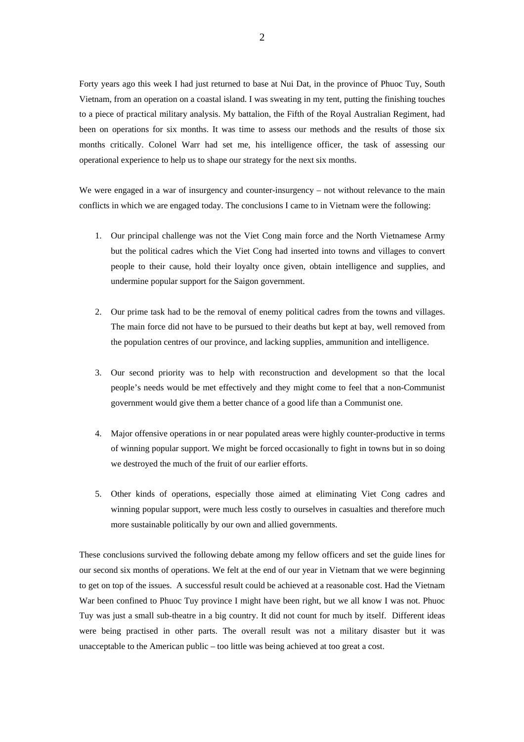Forty years ago this week I had just returned to base at Nui Dat, in the province of Phuoc Tuy, South Vietnam, from an operation on a coastal island. I was sweating in my tent, putting the finishing touches to a piece of practical military analysis. My battalion, the Fifth of the Royal Australian Regiment, had been on operations for six months. It was time to assess our methods and the results of those six months critically. Colonel Warr had set me, his intelligence officer, the task of assessing our operational experience to help us to shape our strategy for the next six months.

We were engaged in a war of insurgency and counter-insurgency – not without relevance to the main conflicts in which we are engaged today. The conclusions I came to in Vietnam were the following:

1. Our principal challenge was not the Viet Cong main force and the North Vietnamese Army but the political cadres which the Viet Cong had inserted into towns and villages to convert people to their cause, hold their loyalty once given, obtain intelligence and supplies, and undermine popular support for the Saigon government.

2. Our prime task had to be the removal of enemy political cadres from the towns and villages. The main force did not have to be pursued to their deaths but kept at bay, well removed from the population centres of our province, and lacking supplies, ammunition and intelligence.

3. Our second priority was to help with reconstruction and development so that the local people's needs would be met effectively and they might come to feel that a non-Communist government would give them a better chance of a good life than a Communist one.

4. Major offensive operations in or near populated areas were highly counter-productive in terms of winning popular support. We might be forced occasionally to fight in towns but in so doing we destroyed the much of the fruit of our earlier efforts.

5. Other kinds of operations, especially those aimed at eliminating Viet Cong cadres and winning popular support, were much less costly to ourselves in casualties and therefore much more sustainable politically by our own and allied governments.

These conclusions survived the following debate among my fellow officers and set the guide lines for our second six months of operations. We felt at the end of our year in Vietnam that we were beginning to get on top of the issues. A successful result could be achieved at a reasonable cost. Had the Vietnam War been confined to Phuoc Tuy province I might have been right, but we all know I was not. Phuoc Tuy was just a small sub-theatre in a big country. It did not count for much by itself. Different ideas were being practised in other parts. The overall result was not a military disaster but it was unacceptable to the American public – too little was being achieved at too great a cost.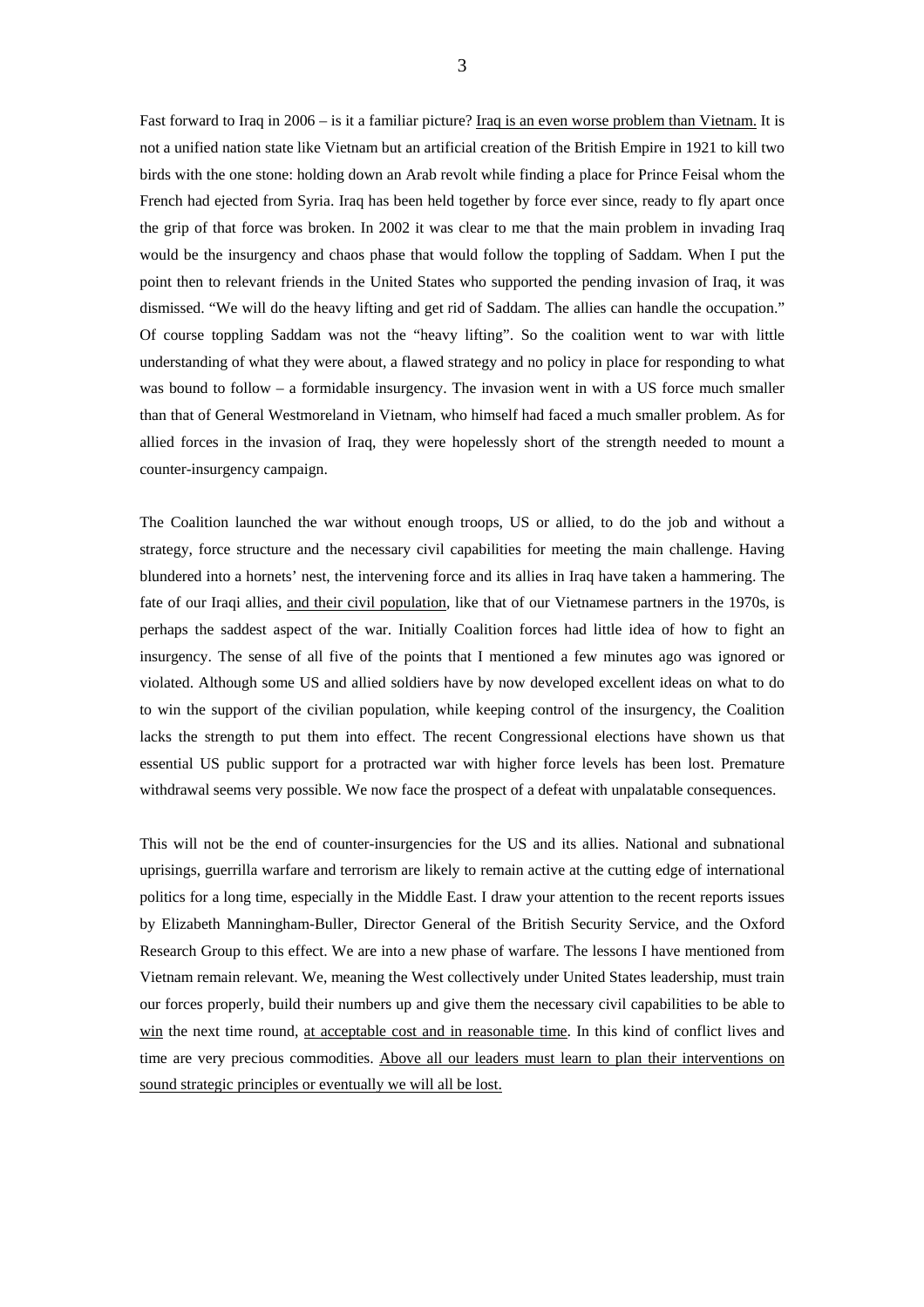Fast forward to Iraq in 2006 – is it a familiar picture? <u>Iraq is an even worse problem than Vietnam.</u> It is not a unified nation state like Vietnam but an artificial creation of the British Empire in 1921 to kill two birds with the one stone: holding down an Arab revolt while finding a place for Prince Feisal whom the French had ejected from Syria. Iraq has been held together by force ever since, ready to fly apart once the grip of that force was broken. In 2002 it was clear to me that the main problem in invading Iraq would be the insurgency and chaos phase that would follow the toppling of Saddam. When I put the point then to relevant friends in the United States who supported the pending invasion of Iraq, it was dismissed. "We will do the heavy lifting and get rid of Saddam. The allies can handle the occupation." Of course toppling Saddam was not the "heavy lifting". So the coalition went to war with little understanding of what they were about, a flawed strategy and no policy in place for responding to what was bound to follow – a formidable insurgency. The invasion went in with a US force much smaller than that of General Westmoreland in Vietnam, who himself had faced a much smaller problem. As for allied forces in the invasion of Iraq, they were hopelessly short of the strength needed to mount a counter-insurgency campaign.

The Coalition launched the war without enough troops, US or allied, to do the job and without a strategy, force structure and the necessary civil capabilities for meeting the main challenge. Having blundered into a hornets' nest, the intervening force and its allies in Iraq have taken a hammering. The fate of our Iraqi allies, <u>and their civil population</u>, like that of our Vietnamese partners in the 1970s, is perhaps the saddest aspect of the war. Initially Coalition forces had little idea of how to fight an insurgency. The sense of all five of the points that I mentioned a few minutes ago was ignored or violated. Although some US and allied soldiers have by now developed excellent ideas on what to do to win the support of the civilian population, while keeping control of the insurgency, the Coalition lacks the strength to put them into effect. The recent Congressional elections have shown us that essential US public support for a protracted war with higher force levels has been lost. Premature withdrawal seems very possible. We now face the prospect of a defeat with unpalatable consequences.

This will not be the end of counter-insurgencies for the US and its allies. National and subnational uprisings, guerrilla warfare and terrorism are likely to remain active at the cutting edge of international politics for a long time, especially in the Middle East. I draw your attention to the recent reports issues by Elizabeth Manningham-Buller, Director General of the British Security Service, and the Oxford Research Group to this effect. We are into a new phase of warfare. The lessons I have mentioned from Vietnam remain relevant. We, meaning the West collectively under United States leadership, must train our forces properly, build their numbers up and give them the necessary civil capabilities to be able to <u>win</u> the next time round, <u>at acceptable cost and in reasonable time</u>. In this kind of conflict lives and time are very precious commodities. <u>Above all our leaders must learn to plan their interventions on sound strategic principles or eventually we will all be lost.</u>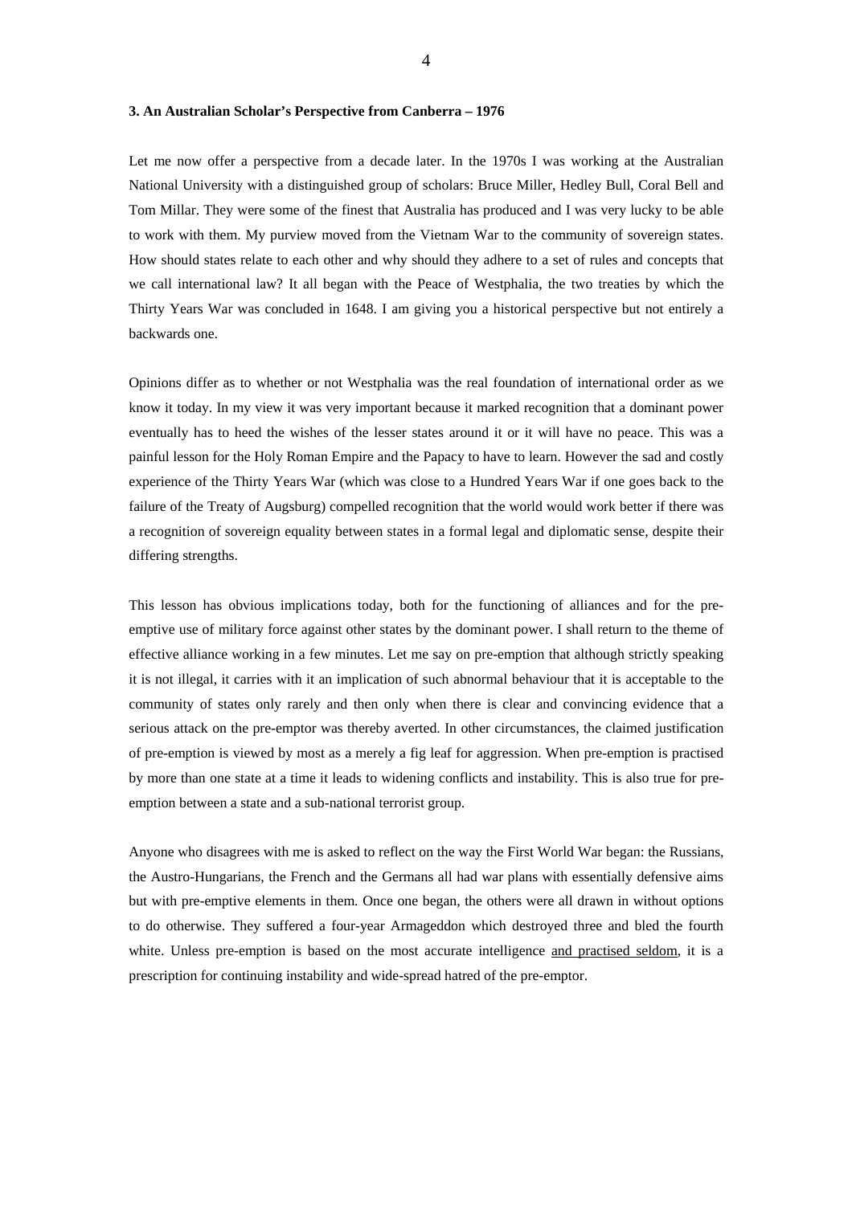**3. An Australian Scholar's Perspective from Canberra – 1976**

Let me now offer a perspective from a decade later. In the 1970s I was working at the Australian National University with a distinguished group of scholars: Bruce Miller, Hedley Bull, Coral Bell and Tom Millar. They were some of the finest that Australia has produced and I was very lucky to be able to work with them. My purview moved from the Vietnam War to the community of sovereign states. How should states relate to each other and why should they adhere to a set of rules and concepts that we call international law? It all began with the Peace of Westphalia, the two treaties by which the Thirty Years War was concluded in 1648. I am giving you a historical perspective but not entirely a backwards one.

Opinions differ as to whether or not Westphalia was the real foundation of international order as we know it today. In my view it was very important because it marked recognition that a dominant power eventually has to heed the wishes of the lesser states around it or it will have no peace. This was a painful lesson for the Holy Roman Empire and the Papacy to have to learn. However the sad and costly experience of the Thirty Years War (which was close to a Hundred Years War if one goes back to the failure of the Treaty of Augsburg) compelled recognition that the world would work better if there was a recognition of sovereign equality between states in a formal legal and diplomatic sense, despite their differing strengths.

This lesson has obvious implications today, both for the functioning of alliances and for the pre-emptive use of military force against other states by the dominant power. I shall return to the theme of effective alliance working in a few minutes. Let me say on pre-emption that although strictly speaking it is not illegal, it carries with it an implication of such abnormal behaviour that it is acceptable to the community of states only rarely and then only when there is clear and convincing evidence that a serious attack on the pre-emptor was thereby averted. In other circumstances, the claimed justification of pre-emption is viewed by most as a merely a fig leaf for aggression. When pre-emption is practised by more than one state at a time it leads to widening conflicts and instability. This is also true for pre-emption between a state and a sub-national terrorist group.

Anyone who disagrees with me is asked to reflect on the way the First World War began: the Russians, the Austro-Hungarians, the French and the Germans all had war plans with essentially defensive aims but with pre-emptive elements in them. Once one began, the others were all drawn in without options to do otherwise. They suffered a four-year Armageddon which destroyed three and bled the fourth white. Unless pre-emption is based on the most accurate intelligence <u>and practised seldom</u>, it is a prescription for continuing instability and wide-spread hatred of the pre-emptor.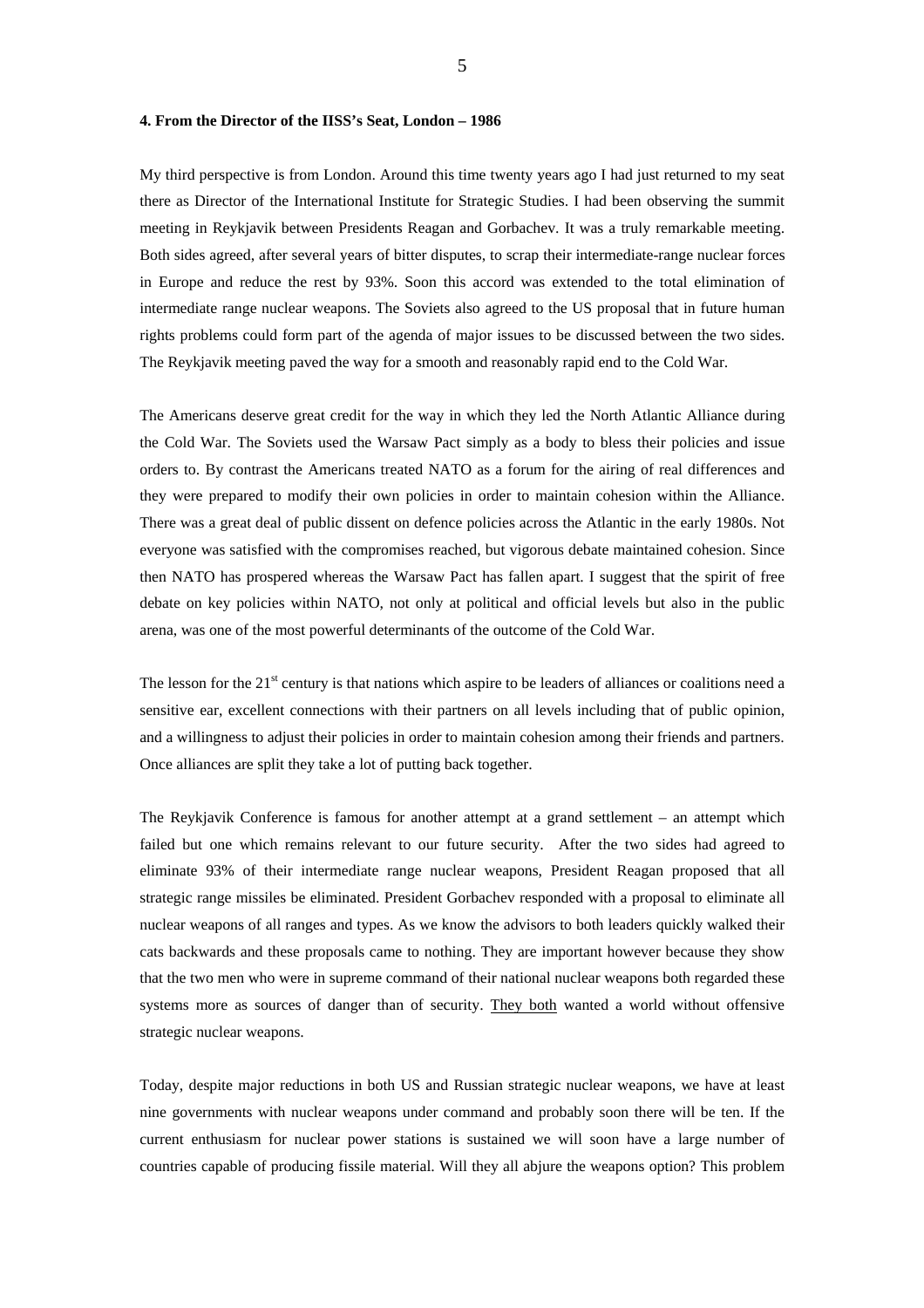**4. From the Director of the IISS's Seat, London – 1986**

My third perspective is from London. Around this time twenty years ago I had just returned to my seat there as Director of the International Institute for Strategic Studies. I had been observing the summit meeting in Reykjavik between Presidents Reagan and Gorbachev. It was a truly remarkable meeting. Both sides agreed, after several years of bitter disputes, to scrap their intermediate-range nuclear forces in Europe and reduce the rest by 93%. Soon this accord was extended to the total elimination of intermediate range nuclear weapons. The Soviets also agreed to the US proposal that in future human rights problems could form part of the agenda of major issues to be discussed between the two sides. The Reykjavik meeting paved the way for a smooth and reasonably rapid end to the Cold War.

The Americans deserve great credit for the way in which they led the North Atlantic Alliance during the Cold War. The Soviets used the Warsaw Pact simply as a body to bless their policies and issue orders to. By contrast the Americans treated NATO as a forum for the airing of real differences and they were prepared to modify their own policies in order to maintain cohesion within the Alliance. There was a great deal of public dissent on defence policies across the Atlantic in the early 1980s. Not everyone was satisfied with the compromises reached, but vigorous debate maintained cohesion. Since then NATO has prospered whereas the Warsaw Pact has fallen apart. I suggest that the spirit of free debate on key policies within NATO, not only at political and official levels but also in the public arena, was one of the most powerful determinants of the outcome of the Cold War.

The lesson for the 21st century is that nations which aspire to be leaders of alliances or coalitions need a sensitive ear, excellent connections with their partners on all levels including that of public opinion, and a willingness to adjust their policies in order to maintain cohesion among their friends and partners. Once alliances are split they take a lot of putting back together.

The Reykjavik Conference is famous for another attempt at a grand settlement – an attempt which failed but one which remains relevant to our future security. After the two sides had agreed to eliminate 93% of their intermediate range nuclear weapons, President Reagan proposed that all strategic range missiles be eliminated. President Gorbachev responded with a proposal to eliminate all nuclear weapons of all ranges and types. As we know the advisors to both leaders quickly walked their cats backwards and these proposals came to nothing. They are important however because they show that the two men who were in supreme command of their national nuclear weapons both regarded these systems more as sources of danger than of security. <u>They both</u> wanted a world without offensive strategic nuclear weapons.

Today, despite major reductions in both US and Russian strategic nuclear weapons, we have at least nine governments with nuclear weapons under command and probably soon there will be ten. If the current enthusiasm for nuclear power stations is sustained we will soon have a large number of countries capable of producing fissile material. Will they all abjure the weapons option? This problem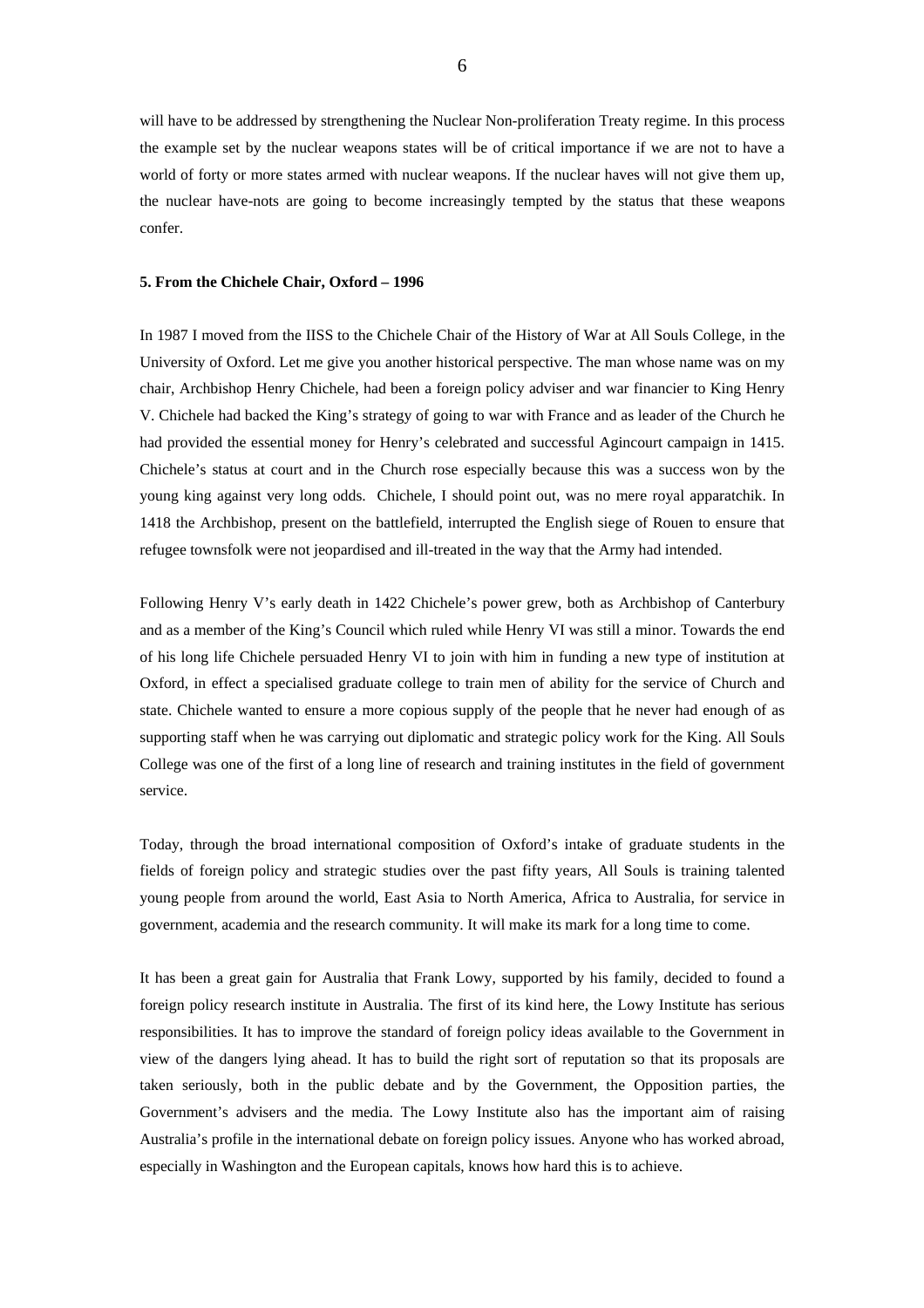will have to be addressed by strengthening the Nuclear Non-proliferation Treaty regime. In this process the example set by the nuclear weapons states will be of critical importance if we are not to have a world of forty or more states armed with nuclear weapons. If the nuclear haves will not give them up, the nuclear have-nots are going to become increasingly tempted by the status that these weapons confer.

**5. From the Chichele Chair, Oxford – 1996**

In 1987 I moved from the IISS to the Chichele Chair of the History of War at All Souls College, in the University of Oxford. Let me give you another historical perspective. The man whose name was on my chair, Archbishop Henry Chichele, had been a foreign policy adviser and war financier to King Henry V. Chichele had backed the King's strategy of going to war with France and as leader of the Church he had provided the essential money for Henry's celebrated and successful Agincourt campaign in 1415. Chichele's status at court and in the Church rose especially because this was a success won by the young king against very long odds. Chichele, I should point out, was no mere royal apparatchik. In 1418 the Archbishop, present on the battlefield, interrupted the English siege of Rouen to ensure that refugee townsfolk were not jeopardised and ill-treated in the way that the Army had intended.

Following Henry V's early death in 1422 Chichele's power grew, both as Archbishop of Canterbury and as a member of the King's Council which ruled while Henry VI was still a minor. Towards the end of his long life Chichele persuaded Henry VI to join with him in funding a new type of institution at Oxford, in effect a specialised graduate college to train men of ability for the service of Church and state. Chichele wanted to ensure a more copious supply of the people that he never had enough of as supporting staff when he was carrying out diplomatic and strategic policy work for the King. All Souls College was one of the first of a long line of research and training institutes in the field of government service.

Today, through the broad international composition of Oxford's intake of graduate students in the fields of foreign policy and strategic studies over the past fifty years, All Souls is training talented young people from around the world, East Asia to North America, Africa to Australia, for service in government, academia and the research community. It will make its mark for a long time to come.

It has been a great gain for Australia that Frank Lowy, supported by his family, decided to found a foreign policy research institute in Australia. The first of its kind here, the Lowy Institute has serious responsibilities. It has to improve the standard of foreign policy ideas available to the Government in view of the dangers lying ahead. It has to build the right sort of reputation so that its proposals are taken seriously, both in the public debate and by the Government, the Opposition parties, the Government's advisers and the media. The Lowy Institute also has the important aim of raising Australia's profile in the international debate on foreign policy issues. Anyone who has worked abroad, especially in Washington and the European capitals, knows how hard this is to achieve.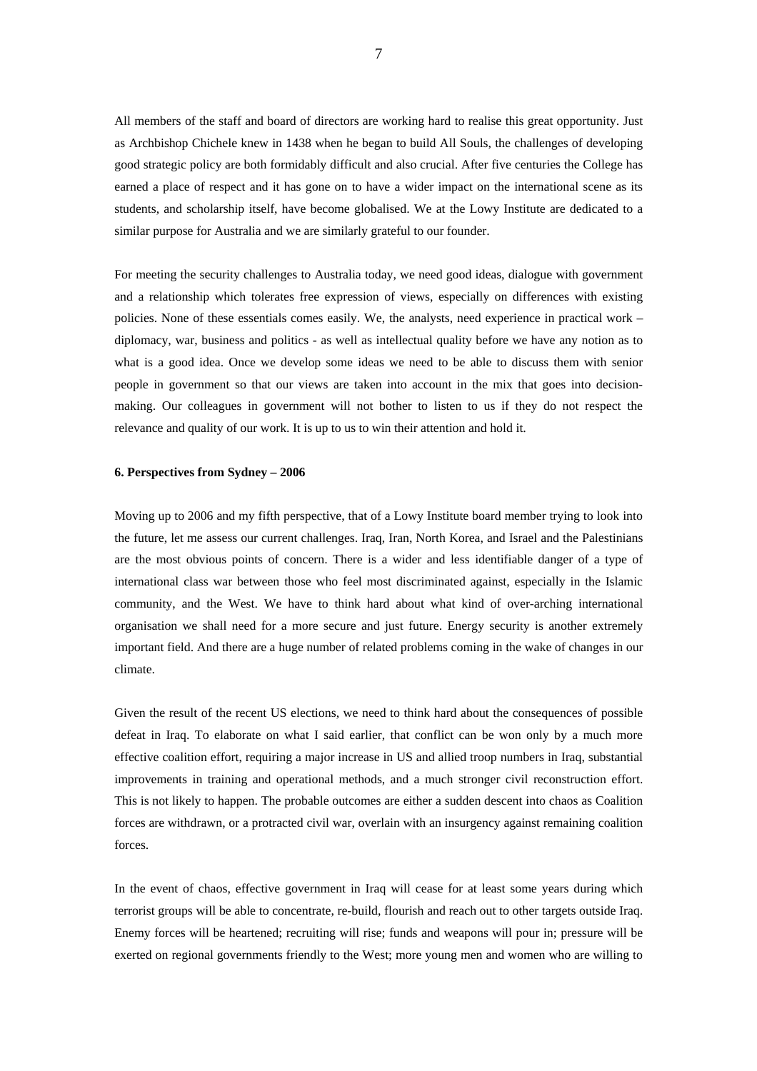All members of the staff and board of directors are working hard to realise this great opportunity. Just as Archbishop Chichele knew in 1438 when he began to build All Souls, the challenges of developing good strategic policy are both formidably difficult and also crucial. After five centuries the College has earned a place of respect and it has gone on to have a wider impact on the international scene as its students, and scholarship itself, have become globalised. We at the Lowy Institute are dedicated to a similar purpose for Australia and we are similarly grateful to our founder.

For meeting the security challenges to Australia today, we need good ideas, dialogue with government and a relationship which tolerates free expression of views, especially on differences with existing policies. None of these essentials comes easily. We, the analysts, need experience in practical work – diplomacy, war, business and politics - as well as intellectual quality before we have any notion as to what is a good idea. Once we develop some ideas we need to be able to discuss them with senior people in government so that our views are taken into account in the mix that goes into decision-making. Our colleagues in government will not bother to listen to us if they do not respect the relevance and quality of our work. It is up to us to win their attention and hold it.

**6. Perspectives from Sydney – 2006**

Moving up to 2006 and my fifth perspective, that of a Lowy Institute board member trying to look into the future, let me assess our current challenges. Iraq, Iran, North Korea, and Israel and the Palestinians are the most obvious points of concern. There is a wider and less identifiable danger of a type of international class war between those who feel most discriminated against, especially in the Islamic community, and the West. We have to think hard about what kind of over-arching international organisation we shall need for a more secure and just future. Energy security is another extremely important field. And there are a huge number of related problems coming in the wake of changes in our climate.

Given the result of the recent US elections, we need to think hard about the consequences of possible defeat in Iraq. To elaborate on what I said earlier, that conflict can be won only by a much more effective coalition effort, requiring a major increase in US and allied troop numbers in Iraq, substantial improvements in training and operational methods, and a much stronger civil reconstruction effort. This is not likely to happen. The probable outcomes are either a sudden descent into chaos as Coalition forces are withdrawn, or a protracted civil war, overlain with an insurgency against remaining coalition forces.

In the event of chaos, effective government in Iraq will cease for at least some years during which terrorist groups will be able to concentrate, re-build, flourish and reach out to other targets outside Iraq. Enemy forces will be heartened; recruiting will rise; funds and weapons will pour in; pressure will be exerted on regional governments friendly to the West; more young men and women who are willing to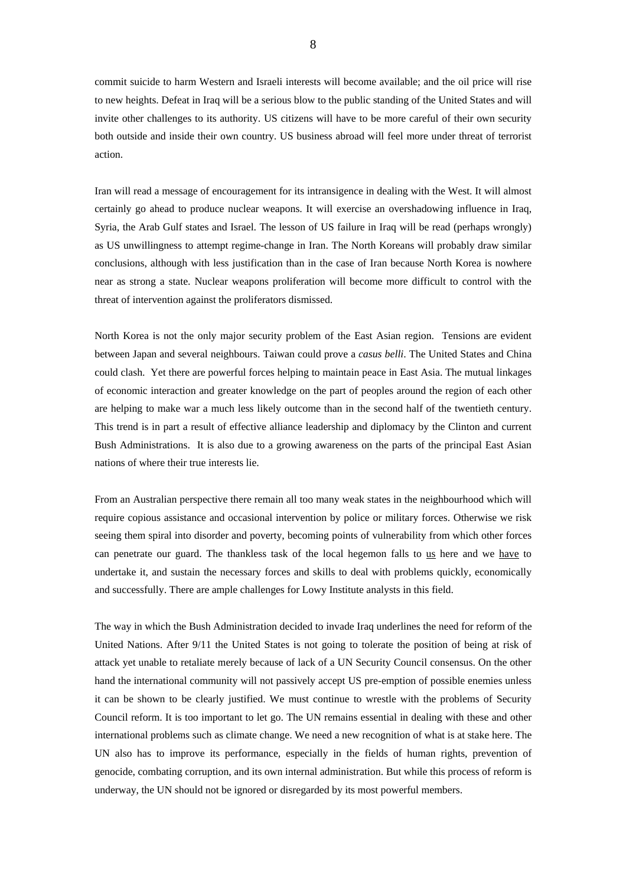commit suicide to harm Western and Israeli interests will become available; and the oil price will rise to new heights. Defeat in Iraq will be a serious blow to the public standing of the United States and will invite other challenges to its authority. US citizens will have to be more careful of their own security both outside and inside their own country. US business abroad will feel more under threat of terrorist action.

Iran will read a message of encouragement for its intransigence in dealing with the West. It will almost certainly go ahead to produce nuclear weapons. It will exercise an overshadowing influence in Iraq, Syria, the Arab Gulf states and Israel. The lesson of US failure in Iraq will be read (perhaps wrongly) as US unwillingness to attempt regime-change in Iran. The North Koreans will probably draw similar conclusions, although with less justification than in the case of Iran because North Korea is nowhere near as strong a state. Nuclear weapons proliferation will become more difficult to control with the threat of intervention against the proliferators dismissed.

North Korea is not the only major security problem of the East Asian region. Tensions are evident between Japan and several neighbours. Taiwan could prove a *casus belli*. The United States and China could clash. Yet there are powerful forces helping to maintain peace in East Asia. The mutual linkages of economic interaction and greater knowledge on the part of peoples around the region of each other are helping to make war a much less likely outcome than in the second half of the twentieth century. This trend is in part a result of effective alliance leadership and diplomacy by the Clinton and current Bush Administrations. It is also due to a growing awareness on the parts of the principal East Asian nations of where their true interests lie.

From an Australian perspective there remain all too many weak states in the neighbourhood which will require copious assistance and occasional intervention by police or military forces. Otherwise we risk seeing them spiral into disorder and poverty, becoming points of vulnerability from which other forces can penetrate our guard. The thankless task of the local hegemon falls to <u>us</u> here and we <u>have</u> to undertake it, and sustain the necessary forces and skills to deal with problems quickly, economically and successfully. There are ample challenges for Lowy Institute analysts in this field.

The way in which the Bush Administration decided to invade Iraq underlines the need for reform of the United Nations. After 9/11 the United States is not going to tolerate the position of being at risk of attack yet unable to retaliate merely because of lack of a UN Security Council consensus. On the other hand the international community will not passively accept US pre-emption of possible enemies unless it can be shown to be clearly justified. We must continue to wrestle with the problems of Security Council reform. It is too important to let go. The UN remains essential in dealing with these and other international problems such as climate change. We need a new recognition of what is at stake here. The UN also has to improve its performance, especially in the fields of human rights, prevention of genocide, combating corruption, and its own internal administration. But while this process of reform is underway, the UN should not be ignored or disregarded by its most powerful members.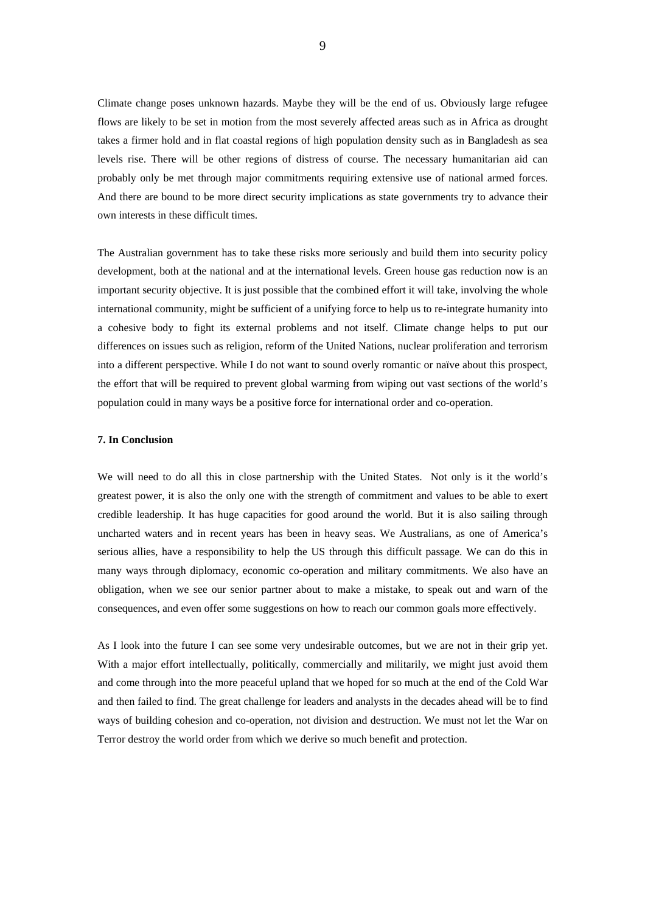Climate change poses unknown hazards. Maybe they will be the end of us. Obviously large refugee flows are likely to be set in motion from the most severely affected areas such as in Africa as drought takes a firmer hold and in flat coastal regions of high population density such as in Bangladesh as sea levels rise. There will be other regions of distress of course. The necessary humanitarian aid can probably only be met through major commitments requiring extensive use of national armed forces. And there are bound to be more direct security implications as state governments try to advance their own interests in these difficult times.

The Australian government has to take these risks more seriously and build them into security policy development, both at the national and at the international levels. Green house gas reduction now is an important security objective. It is just possible that the combined effort it will take, involving the whole international community, might be sufficient of a unifying force to help us to re-integrate humanity into a cohesive body to fight its external problems and not itself. Climate change helps to put our differences on issues such as religion, reform of the United Nations, nuclear proliferation and terrorism into a different perspective. While I do not want to sound overly romantic or naïve about this prospect, the effort that will be required to prevent global warming from wiping out vast sections of the world's population could in many ways be a positive force for international order and co-operation.

**7. In Conclusion**

We will need to do all this in close partnership with the United States. Not only is it the world's greatest power, it is also the only one with the strength of commitment and values to be able to exert credible leadership. It has huge capacities for good around the world. But it is also sailing through uncharted waters and in recent years has been in heavy seas. We Australians, as one of America's serious allies, have a responsibility to help the US through this difficult passage. We can do this in many ways through diplomacy, economic co-operation and military commitments. We also have an obligation, when we see our senior partner about to make a mistake, to speak out and warn of the consequences, and even offer some suggestions on how to reach our common goals more effectively.

As I look into the future I can see some very undesirable outcomes, but we are not in their grip yet. With a major effort intellectually, politically, commercially and militarily, we might just avoid them and come through into the more peaceful upland that we hoped for so much at the end of the Cold War and then failed to find. The great challenge for leaders and analysts in the decades ahead will be to find ways of building cohesion and co-operation, not division and destruction. We must not let the War on Terror destroy the world order from which we derive so much benefit and protection.